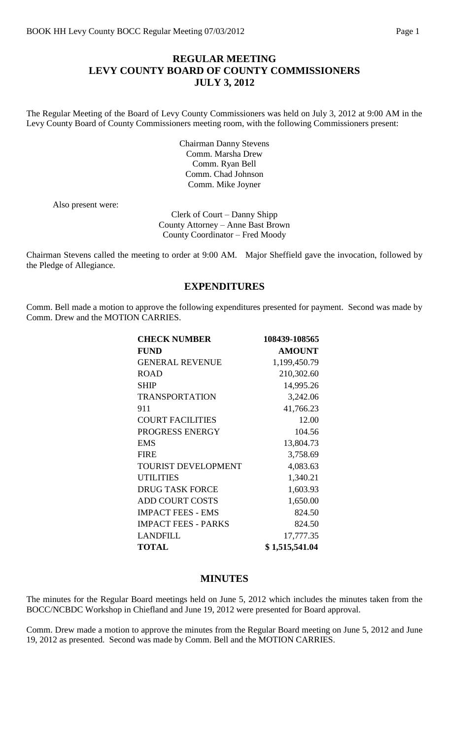# REGULAR MEETING
# LEVY COUNTY BOARD OF COUNTY COMMISSIONERS
# JULY 3, 2012

The Regular Meeting of the Board of Levy County Commissioners was held on July 3, 2012 at 9:00 AM in the Levy County Board of County Commissioners meeting room, with the following Commissioners present:

Chairman Danny Stevens
Comm. Marsha Drew
Comm. Ryan Bell
Comm. Chad Johnson
Comm. Mike Joyner

Also present were:

Clerk of Court – Danny Shipp
County Attorney – Anne Bast Brown
County Coordinator – Fred Moody

Chairman Stevens called the meeting to order at 9:00 AM. Major Sheffield gave the invocation, followed by the Pledge of Allegiance.

## EXPENDITURES

Comm. Bell made a motion to approve the following expenditures presented for payment. Second was made by Comm. Drew and the MOTION CARRIES.

| **CHECK NUMBER** | **108439-108565** |
|---|---|
| **FUND** | **AMOUNT** |
| GENERAL REVENUE | 1,199,450.79 |
| ROAD | 210,302.60 |
| SHIP | 14,995.26 |
| TRANSPORTATION | 3,242.06 |
| 911 | 41,766.23 |
| COURT FACILITIES | 12.00 |
| PROGRESS ENERGY | 104.56 |
| EMS | 13,804.73 |
| FIRE | 3,758.69 |
| TOURIST DEVELOPMENT | 4,083.63 |
| UTILITIES | 1,340.21 |
| DRUG TASK FORCE | 1,603.93 |
| ADD COURT COSTS | 1,650.00 |
| IMPACT FEES - EMS | 824.50 |
| IMPACT FEES - PARKS | 824.50 |
| LANDFILL | 17,777.35 |
| **TOTAL** | **$ 1,515,541.04** |

## MINUTES

The minutes for the Regular Board meetings held on June 5, 2012 which includes the minutes taken from the BOCC/NCBDC Workshop in Chiefland and June 19, 2012 were presented for Board approval.

Comm. Drew made a motion to approve the minutes from the Regular Board meeting on June 5, 2012 and June 19, 2012 as presented. Second was made by Comm. Bell and the MOTION CARRIES.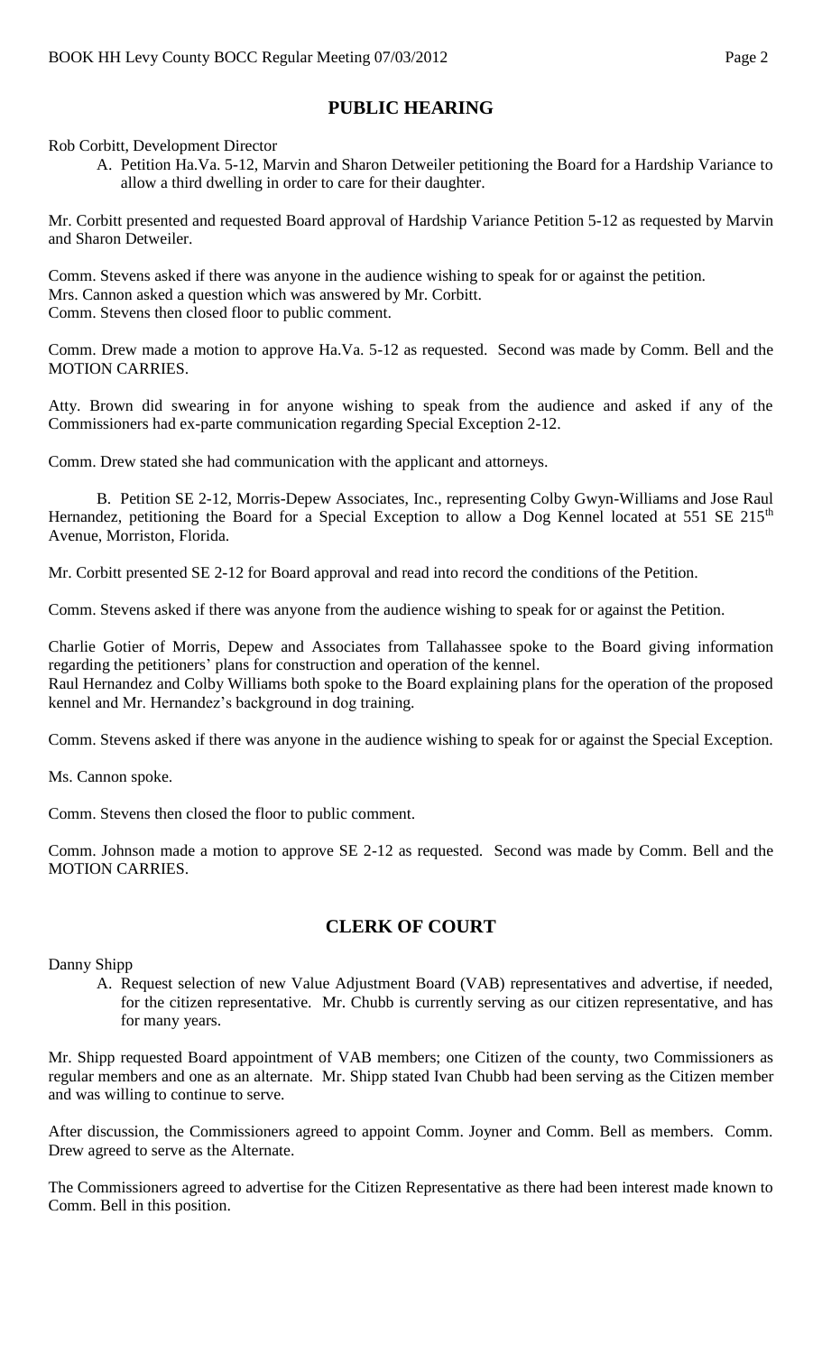## PUBLIC HEARING

Rob Corbitt, Development Director

A. Petition Ha.Va. 5-12, Marvin and Sharon Detweiler petitioning the Board for a Hardship Variance to allow a third dwelling in order to care for their daughter.

Mr. Corbitt presented and requested Board approval of Hardship Variance Petition 5-12 as requested by Marvin and Sharon Detweiler.

Comm. Stevens asked if there was anyone in the audience wishing to speak for or against the petition.
Mrs. Cannon asked a question which was answered by Mr. Corbitt.
Comm. Stevens then closed floor to public comment.

Comm. Drew made a motion to approve Ha.Va. 5-12 as requested. Second was made by Comm. Bell and the MOTION CARRIES.

Atty. Brown did swearing in for anyone wishing to speak from the audience and asked if any of the Commissioners had ex-parte communication regarding Special Exception 2-12.

Comm. Drew stated she had communication with the applicant and attorneys.

B. Petition SE 2-12, Morris-Depew Associates, Inc., representing Colby Gwyn-Williams and Jose Raul Hernandez, petitioning the Board for a Special Exception to allow a Dog Kennel located at 551 SE 215th Avenue, Morriston, Florida.

Mr. Corbitt presented SE 2-12 for Board approval and read into record the conditions of the Petition.

Comm. Stevens asked if there was anyone from the audience wishing to speak for or against the Petition.

Charlie Gotier of Morris, Depew and Associates from Tallahassee spoke to the Board giving information regarding the petitioners' plans for construction and operation of the kennel.
Raul Hernandez and Colby Williams both spoke to the Board explaining plans for the operation of the proposed kennel and Mr. Hernandez's background in dog training.

Comm. Stevens asked if there was anyone in the audience wishing to speak for or against the Special Exception.

Ms. Cannon spoke.

Comm. Stevens then closed the floor to public comment.

Comm. Johnson made a motion to approve SE 2-12 as requested. Second was made by Comm. Bell and the MOTION CARRIES.

## CLERK OF COURT

Danny Shipp

A. Request selection of new Value Adjustment Board (VAB) representatives and advertise, if needed, for the citizen representative. Mr. Chubb is currently serving as our citizen representative, and has for many years.

Mr. Shipp requested Board appointment of VAB members; one Citizen of the county, two Commissioners as regular members and one as an alternate. Mr. Shipp stated Ivan Chubb had been serving as the Citizen member and was willing to continue to serve.

After discussion, the Commissioners agreed to appoint Comm. Joyner and Comm. Bell as members. Comm. Drew agreed to serve as the Alternate.

The Commissioners agreed to advertise for the Citizen Representative as there had been interest made known to Comm. Bell in this position.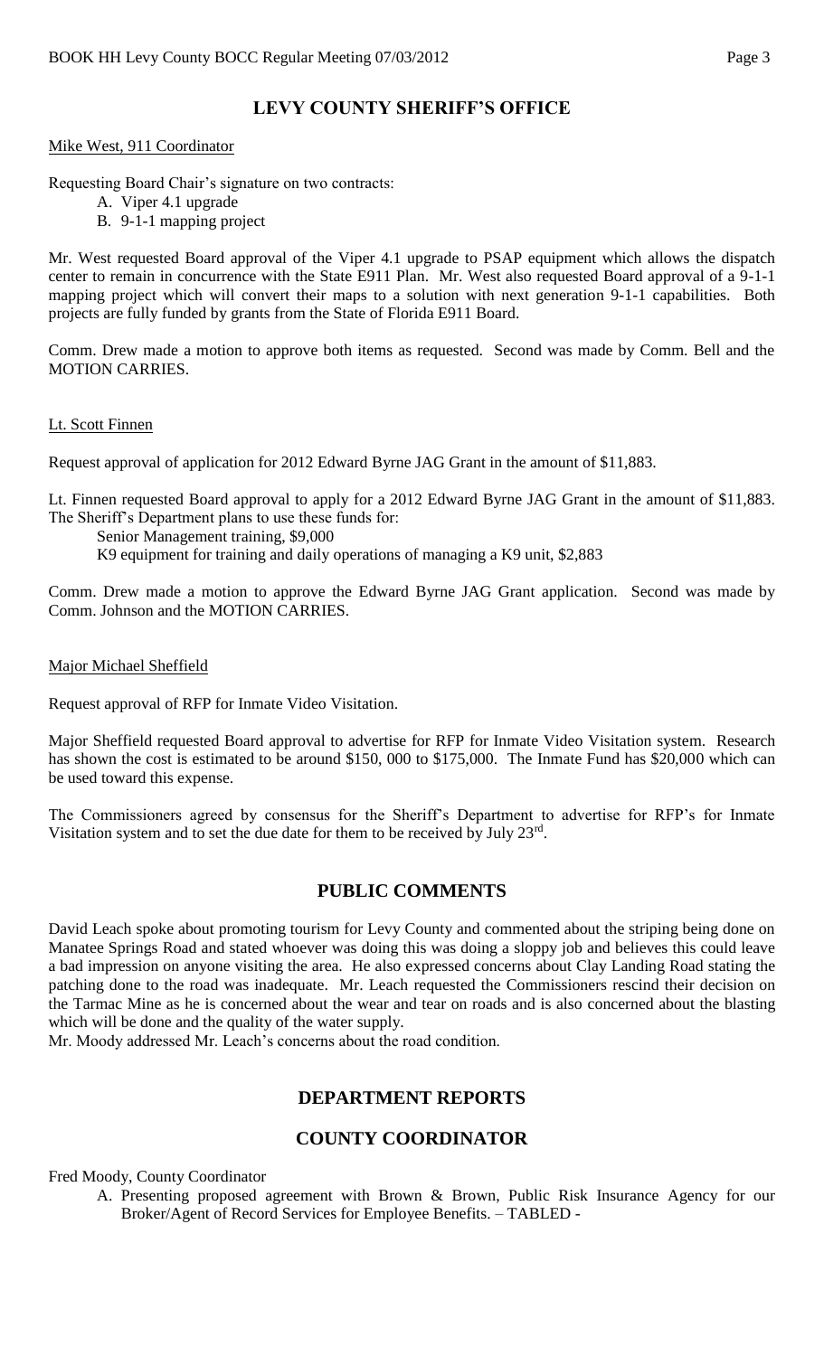## LEVY COUNTY SHERIFF'S OFFICE

Mike West, 911 Coordinator

Requesting Board Chair's signature on two contracts:

A. Viper 4.1 upgrade
B. 9-1-1 mapping project

Mr. West requested Board approval of the Viper 4.1 upgrade to PSAP equipment which allows the dispatch center to remain in concurrence with the State E911 Plan. Mr. West also requested Board approval of a 9-1-1 mapping project which will convert their maps to a solution with next generation 9-1-1 capabilities. Both projects are fully funded by grants from the State of Florida E911 Board.

Comm. Drew made a motion to approve both items as requested. Second was made by Comm. Bell and the MOTION CARRIES.

Lt. Scott Finnen

Request approval of application for 2012 Edward Byrne JAG Grant in the amount of $11,883.

Lt. Finnen requested Board approval to apply for a 2012 Edward Byrne JAG Grant in the amount of $11,883. The Sheriff's Department plans to use these funds for:

Senior Management training, $9,000
K9 equipment for training and daily operations of managing a K9 unit, $2,883

Comm. Drew made a motion to approve the Edward Byrne JAG Grant application. Second was made by Comm. Johnson and the MOTION CARRIES.

Major Michael Sheffield

Request approval of RFP for Inmate Video Visitation.

Major Sheffield requested Board approval to advertise for RFP for Inmate Video Visitation system. Research has shown the cost is estimated to be around $150, 000 to $175,000. The Inmate Fund has $20,000 which can be used toward this expense.

The Commissioners agreed by consensus for the Sheriff's Department to advertise for RFP's for Inmate Visitation system and to set the due date for them to be received by July 23rd.

## PUBLIC COMMENTS

David Leach spoke about promoting tourism for Levy County and commented about the striping being done on Manatee Springs Road and stated whoever was doing this was doing a sloppy job and believes this could leave a bad impression on anyone visiting the area. He also expressed concerns about Clay Landing Road stating the patching done to the road was inadequate. Mr. Leach requested the Commissioners rescind their decision on the Tarmac Mine as he is concerned about the wear and tear on roads and is also concerned about the blasting which will be done and the quality of the water supply.

Mr. Moody addressed Mr. Leach's concerns about the road condition.

## DEPARTMENT REPORTS

## COUNTY COORDINATOR

Fred Moody, County Coordinator

A. Presenting proposed agreement with Brown & Brown, Public Risk Insurance Agency for our Broker/Agent of Record Services for Employee Benefits. – TABLED -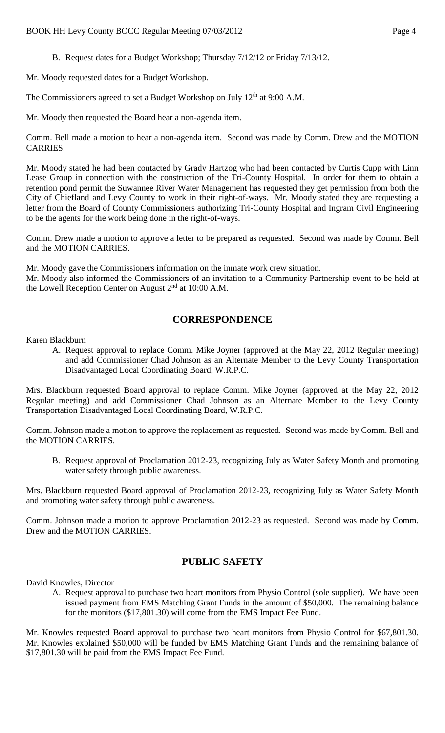B. Request dates for a Budget Workshop; Thursday 7/12/12 or Friday 7/13/12.

Mr. Moody requested dates for a Budget Workshop.

The Commissioners agreed to set a Budget Workshop on July 12th at 9:00 A.M.

Mr. Moody then requested the Board hear a non-agenda item.

Comm. Bell made a motion to hear a non-agenda item. Second was made by Comm. Drew and the MOTION CARRIES.

Mr. Moody stated he had been contacted by Grady Hartzog who had been contacted by Curtis Cupp with Linn Lease Group in connection with the construction of the Tri-County Hospital. In order for them to obtain a retention pond permit the Suwannee River Water Management has requested they get permission from both the City of Chiefland and Levy County to work in their right-of-ways. Mr. Moody stated they are requesting a letter from the Board of County Commissioners authorizing Tri-County Hospital and Ingram Civil Engineering to be the agents for the work being done in the right-of-ways.

Comm. Drew made a motion to approve a letter to be prepared as requested. Second was made by Comm. Bell and the MOTION CARRIES.

Mr. Moody gave the Commissioners information on the inmate work crew situation.
Mr. Moody also informed the Commissioners of an invitation to a Community Partnership event to be held at the Lowell Reception Center on August 2nd at 10:00 A.M.

## CORRESPONDENCE

Karen Blackburn

A. Request approval to replace Comm. Mike Joyner (approved at the May 22, 2012 Regular meeting) and add Commissioner Chad Johnson as an Alternate Member to the Levy County Transportation Disadvantaged Local Coordinating Board, W.R.P.C.

Mrs. Blackburn requested Board approval to replace Comm. Mike Joyner (approved at the May 22, 2012 Regular meeting) and add Commissioner Chad Johnson as an Alternate Member to the Levy County Transportation Disadvantaged Local Coordinating Board, W.R.P.C.

Comm. Johnson made a motion to approve the replacement as requested. Second was made by Comm. Bell and the MOTION CARRIES.

B. Request approval of Proclamation 2012-23, recognizing July as Water Safety Month and promoting water safety through public awareness.

Mrs. Blackburn requested Board approval of Proclamation 2012-23, recognizing July as Water Safety Month and promoting water safety through public awareness.

Comm. Johnson made a motion to approve Proclamation 2012-23 as requested. Second was made by Comm. Drew and the MOTION CARRIES.

## PUBLIC SAFETY

David Knowles, Director

A. Request approval to purchase two heart monitors from Physio Control (sole supplier). We have been issued payment from EMS Matching Grant Funds in the amount of $50,000. The remaining balance for the monitors ($17,801.30) will come from the EMS Impact Fee Fund.

Mr. Knowles requested Board approval to purchase two heart monitors from Physio Control for $67,801.30. Mr. Knowles explained $50,000 will be funded by EMS Matching Grant Funds and the remaining balance of $17,801.30 will be paid from the EMS Impact Fee Fund.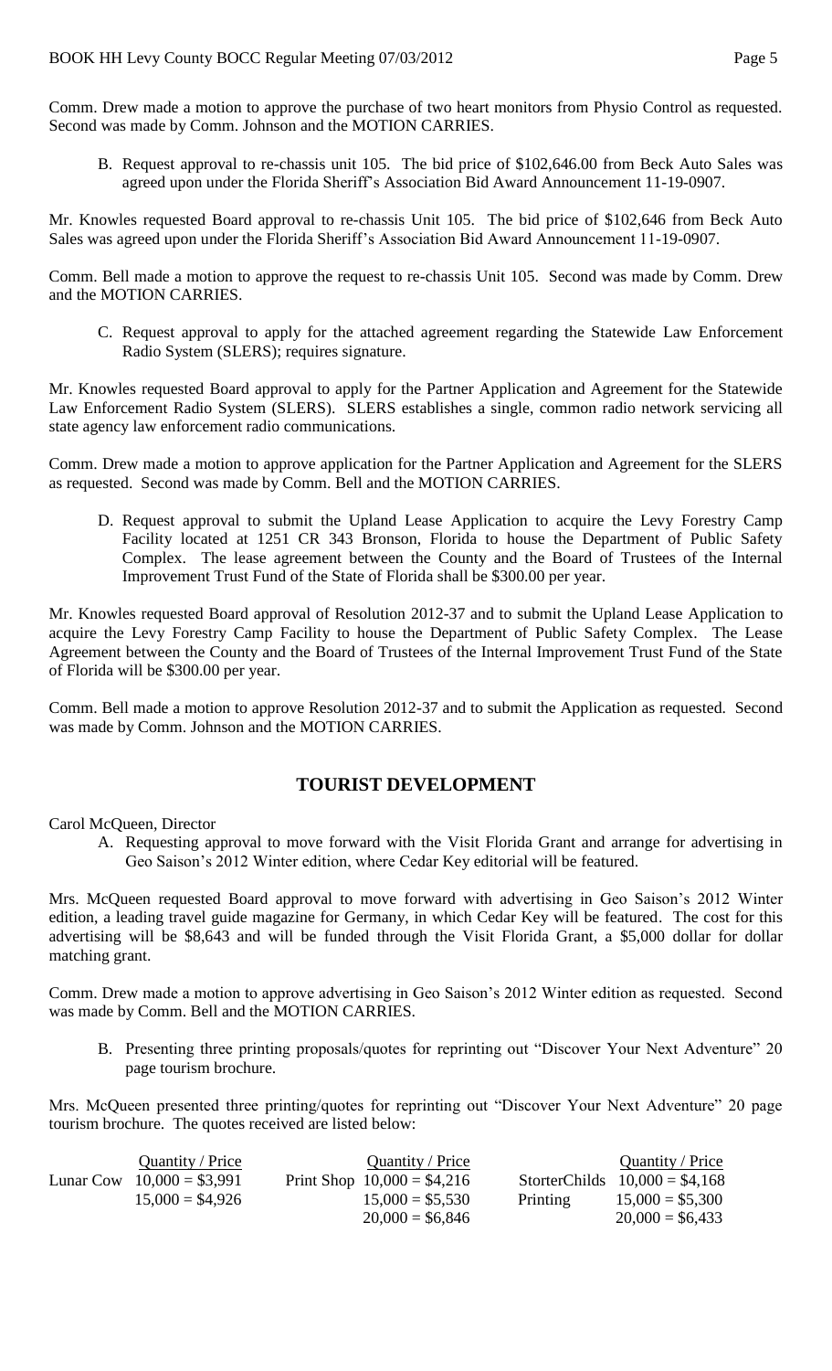Comm. Drew made a motion to approve the purchase of two heart monitors from Physio Control as requested. Second was made by Comm. Johnson and the MOTION CARRIES.

B. Request approval to re-chassis unit 105. The bid price of $102,646.00 from Beck Auto Sales was agreed upon under the Florida Sheriff's Association Bid Award Announcement 11-19-0907.

Mr. Knowles requested Board approval to re-chassis Unit 105. The bid price of $102,646 from Beck Auto Sales was agreed upon under the Florida Sheriff's Association Bid Award Announcement 11-19-0907.

Comm. Bell made a motion to approve the request to re-chassis Unit 105. Second was made by Comm. Drew and the MOTION CARRIES.

C. Request approval to apply for the attached agreement regarding the Statewide Law Enforcement Radio System (SLERS); requires signature.

Mr. Knowles requested Board approval to apply for the Partner Application and Agreement for the Statewide Law Enforcement Radio System (SLERS). SLERS establishes a single, common radio network servicing all state agency law enforcement radio communications.

Comm. Drew made a motion to approve application for the Partner Application and Agreement for the SLERS as requested. Second was made by Comm. Bell and the MOTION CARRIES.

D. Request approval to submit the Upland Lease Application to acquire the Levy Forestry Camp Facility located at 1251 CR 343 Bronson, Florida to house the Department of Public Safety Complex. The lease agreement between the County and the Board of Trustees of the Internal Improvement Trust Fund of the State of Florida shall be $300.00 per year.

Mr. Knowles requested Board approval of Resolution 2012-37 and to submit the Upland Lease Application to acquire the Levy Forestry Camp Facility to house the Department of Public Safety Complex. The Lease Agreement between the County and the Board of Trustees of the Internal Improvement Trust Fund of the State of Florida will be $300.00 per year.

Comm. Bell made a motion to approve Resolution 2012-37 and to submit the Application as requested. Second was made by Comm. Johnson and the MOTION CARRIES.

## TOURIST DEVELOPMENT

Carol McQueen, Director

A. Requesting approval to move forward with the Visit Florida Grant and arrange for advertising in Geo Saison's 2012 Winter edition, where Cedar Key editorial will be featured.

Mrs. McQueen requested Board approval to move forward with advertising in Geo Saison's 2012 Winter edition, a leading travel guide magazine for Germany, in which Cedar Key will be featured. The cost for this advertising will be $8,643 and will be funded through the Visit Florida Grant, a $5,000 dollar for dollar matching grant.

Comm. Drew made a motion to approve advertising in Geo Saison's 2012 Winter edition as requested. Second was made by Comm. Bell and the MOTION CARRIES.

B. Presenting three printing proposals/quotes for reprinting out "Discover Your Next Adventure" 20 page tourism brochure.

Mrs. McQueen presented three printing/quotes for reprinting out "Discover Your Next Adventure" 20 page tourism brochure. The quotes received are listed below:

| | Quantity / Price | | Quantity / Price | | Quantity / Price |
|---|---|---|---|---|---|
| Lunar Cow | 10,000 = $3,991 | Print Shop | 10,000 = $4,216 | StorterChilds | 10,000 = $4,168 |
| | 15,000 = $4,926 | | 15,000 = $5,530 | Printing | 15,000 = $5,300 |
| | | | 20,000 = $6,846 | | 20,000 = $6,433 |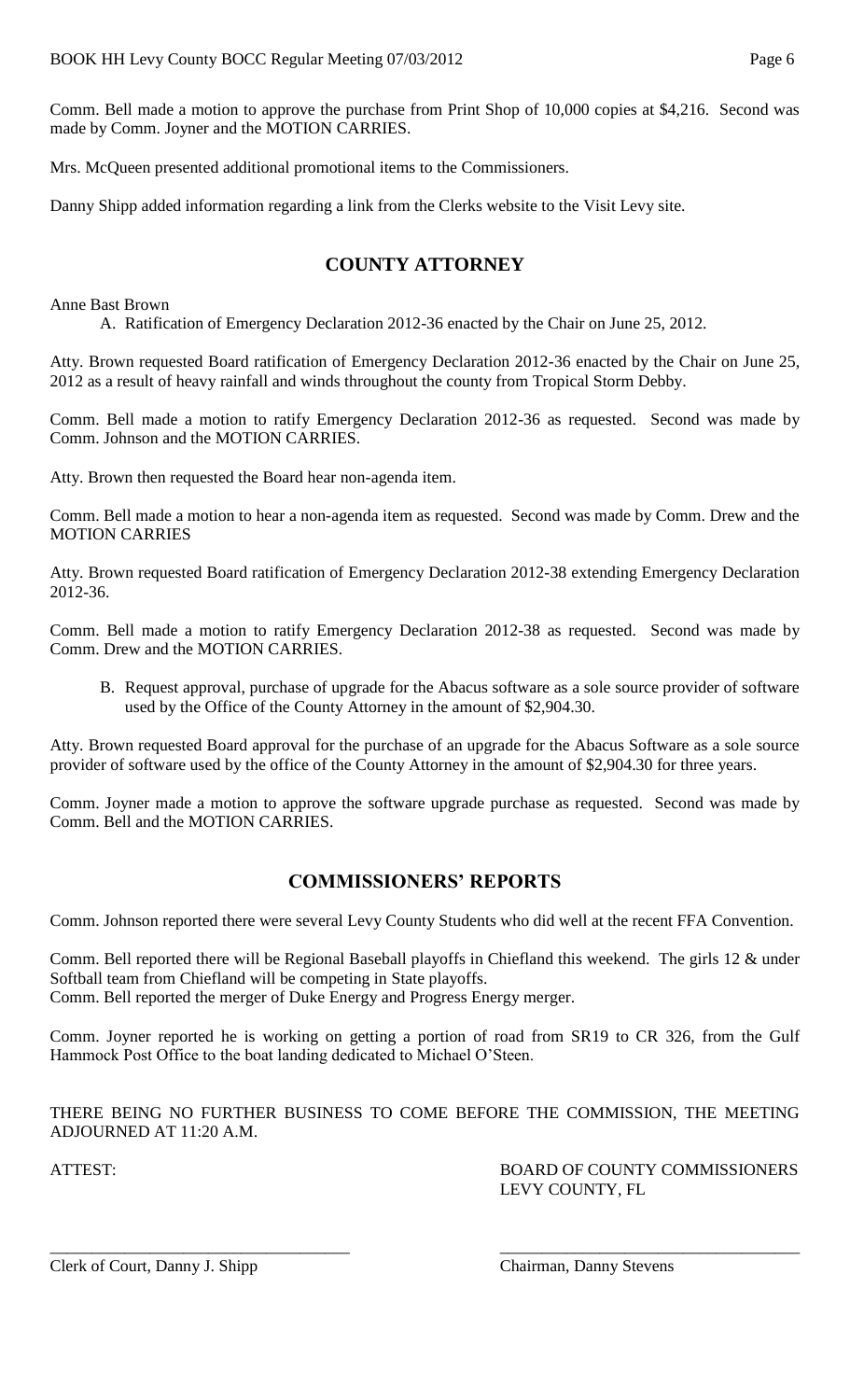Comm. Bell made a motion to approve the purchase from Print Shop of 10,000 copies at $4,216. Second was made by Comm. Joyner and the MOTION CARRIES.

Mrs. McQueen presented additional promotional items to the Commissioners.

Danny Shipp added information regarding a link from the Clerks website to the Visit Levy site.

## COUNTY ATTORNEY

Anne Bast Brown

A. Ratification of Emergency Declaration 2012-36 enacted by the Chair on June 25, 2012.

Atty. Brown requested Board ratification of Emergency Declaration 2012-36 enacted by the Chair on June 25, 2012 as a result of heavy rainfall and winds throughout the county from Tropical Storm Debby.

Comm. Bell made a motion to ratify Emergency Declaration 2012-36 as requested. Second was made by Comm. Johnson and the MOTION CARRIES.

Atty. Brown then requested the Board hear non-agenda item.

Comm. Bell made a motion to hear a non-agenda item as requested. Second was made by Comm. Drew and the MOTION CARRIES

Atty. Brown requested Board ratification of Emergency Declaration 2012-38 extending Emergency Declaration 2012-36.

Comm. Bell made a motion to ratify Emergency Declaration 2012-38 as requested. Second was made by Comm. Drew and the MOTION CARRIES.

B. Request approval, purchase of upgrade for the Abacus software as a sole source provider of software used by the Office of the County Attorney in the amount of $2,904.30.

Atty. Brown requested Board approval for the purchase of an upgrade for the Abacus Software as a sole source provider of software used by the office of the County Attorney in the amount of $2,904.30 for three years.

Comm. Joyner made a motion to approve the software upgrade purchase as requested. Second was made by Comm. Bell and the MOTION CARRIES.

## COMMISSIONERS' REPORTS

Comm. Johnson reported there were several Levy County Students who did well at the recent FFA Convention.

Comm. Bell reported there will be Regional Baseball playoffs in Chiefland this weekend. The girls 12 & under Softball team from Chiefland will be competing in State playoffs.
Comm. Bell reported the merger of Duke Energy and Progress Energy merger.

Comm. Joyner reported he is working on getting a portion of road from SR19 to CR 326, from the Gulf Hammock Post Office to the boat landing dedicated to Michael O'Steen.

THERE BEING NO FURTHER BUSINESS TO COME BEFORE THE COMMISSION, THE MEETING ADJOURNED AT 11:20 A.M.

ATTEST:

BOARD OF COUNTY COMMISSIONERS
LEVY COUNTY, FL

\_\_\_\_\_\_\_\_\_\_\_\_\_\_\_\_\_\_\_\_\_\_\_\_\_\_\_\_\_\_\_\_\_\_\_\_
Clerk of Court, Danny J. Shipp

\_\_\_\_\_\_\_\_\_\_\_\_\_\_\_\_\_\_\_\_\_\_\_\_\_\_\_\_\_\_\_\_\_\_\_\_
Chairman, Danny Stevens